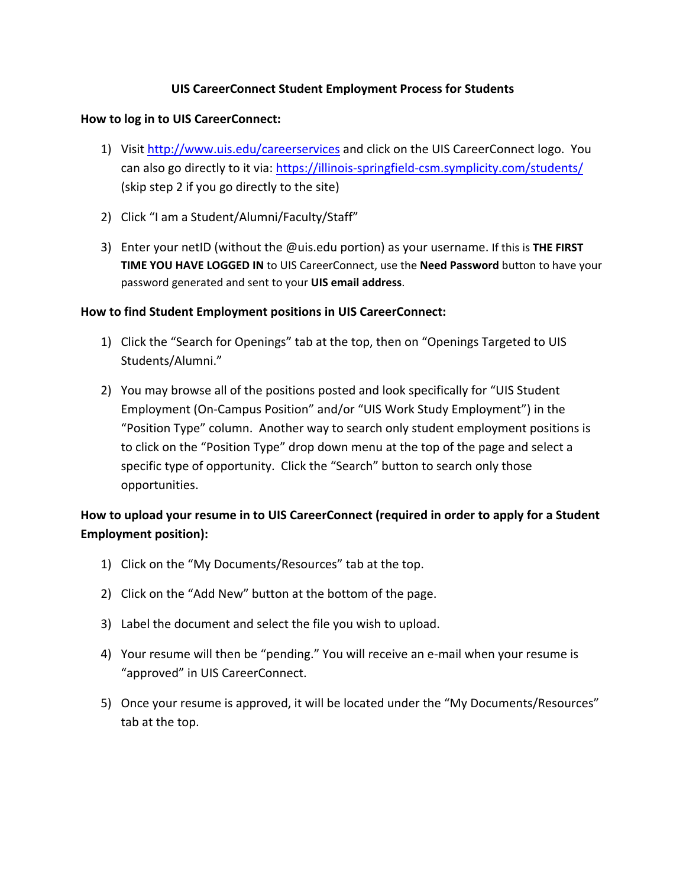# UIS CareerConnect Student Employment Process for Students

## How to log in to UIS CareerConnect:

1) Visit http://www.uis.edu/careerservices and click on the UIS CareerConnect logo. You can also go directly to it via: https://illinois-springfield-csm.symplicity.com/students/ (skip step 2 if you go directly to the site)

2) Click "I am a Student/Alumni/Faculty/Staff"

3) Enter your netID (without the @uis.edu portion) as your username. If this is **THE FIRST TIME YOU HAVE LOGGED IN** to UIS CareerConnect, use the **Need Password** button to have your password generated and sent to your **UIS email address**.

## How to find Student Employment positions in UIS CareerConnect:

1) Click the "Search for Openings" tab at the top, then on "Openings Targeted to UIS Students/Alumni."

2) You may browse all of the positions posted and look specifically for "UIS Student Employment (On-Campus Position" and/or "UIS Work Study Employment") in the "Position Type" column. Another way to search only student employment positions is to click on the "Position Type" drop down menu at the top of the page and select a specific type of opportunity. Click the "Search" button to search only those opportunities.

## How to upload your resume in to UIS CareerConnect (required in order to apply for a Student Employment position):

1) Click on the "My Documents/Resources" tab at the top.

2) Click on the "Add New" button at the bottom of the page.

3) Label the document and select the file you wish to upload.

4) Your resume will then be "pending." You will receive an e-mail when your resume is "approved" in UIS CareerConnect.

5) Once your resume is approved, it will be located under the "My Documents/Resources" tab at the top.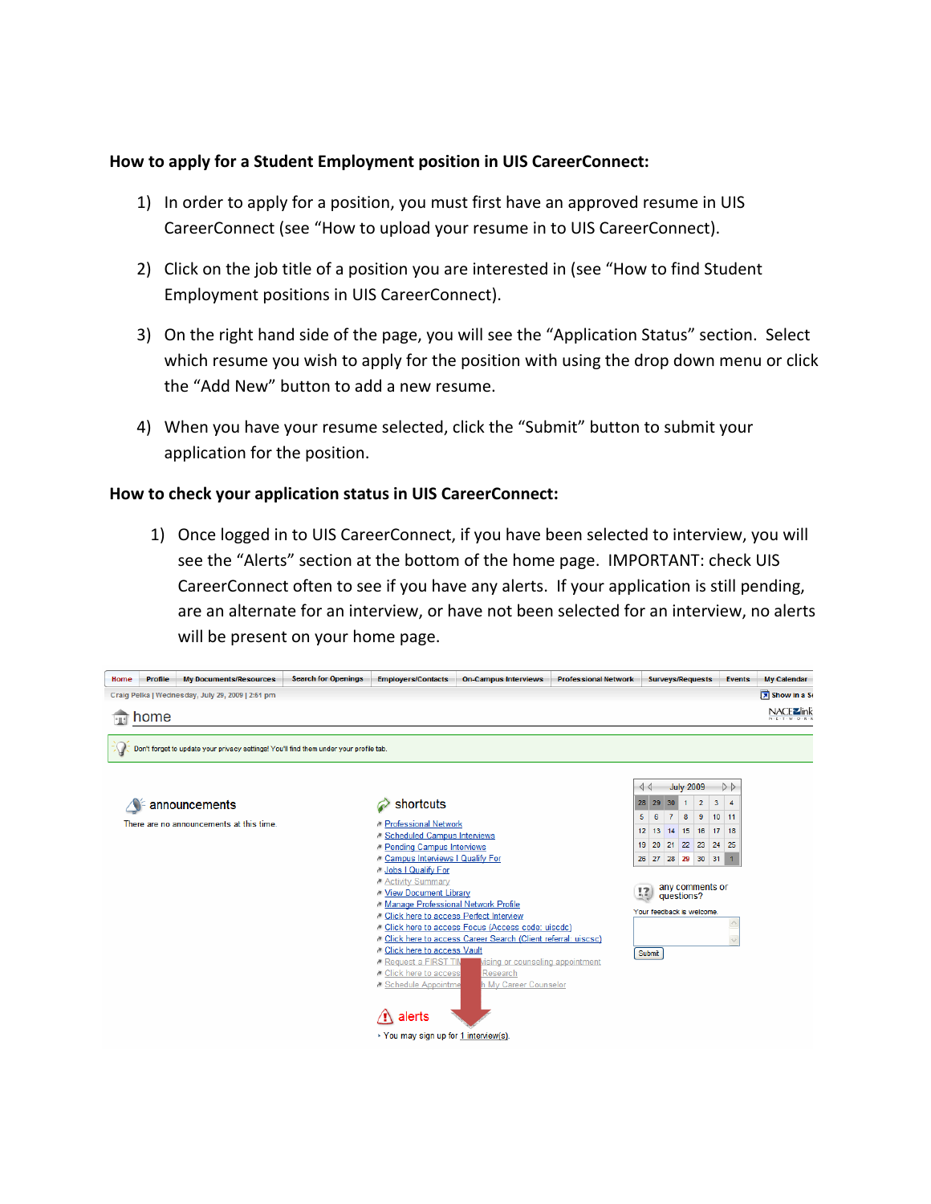**How to apply for a Student Employment position in UIS CareerConnect:**

1) In order to apply for a position, you must first have an approved resume in UIS CareerConnect (see "How to upload your resume in to UIS CareerConnect).

2) Click on the job title of a position you are interested in (see "How to find Student Employment positions in UIS CareerConnect).

3) On the right hand side of the page, you will see the "Application Status" section. Select which resume you wish to apply for the position with using the drop down menu or click the "Add New" button to add a new resume.

4) When you have your resume selected, click the "Submit" button to submit your application for the position.

**How to check your application status in UIS CareerConnect:**

1) Once logged in to UIS CareerConnect, if you have been selected to interview, you will see the "Alerts" section at the bottom of the home page. IMPORTANT: check UIS CareerConnect often to see if you have any alerts. If your application is still pending, are an alternate for an interview, or have not been selected for an interview, no alerts will be present on your home page.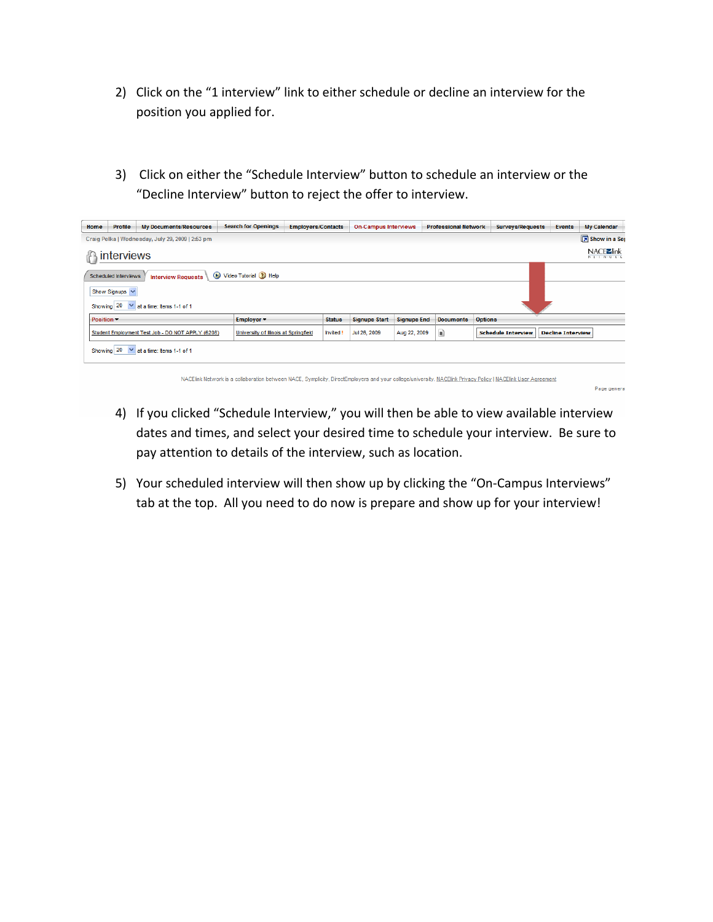2) Click on the "1 interview" link to either schedule or decline an interview for the position you applied for.

3) Click on either the "Schedule Interview" button to schedule an interview or the "Decline Interview" button to reject the offer to interview.

4) If you clicked "Schedule Interview," you will then be able to view available interview dates and times, and select your desired time to schedule your interview. Be sure to pay attention to details of the interview, such as location.

5) Your scheduled interview will then show up by clicking the "On-Campus Interviews" tab at the top. All you need to do now is prepare and show up for your interview!